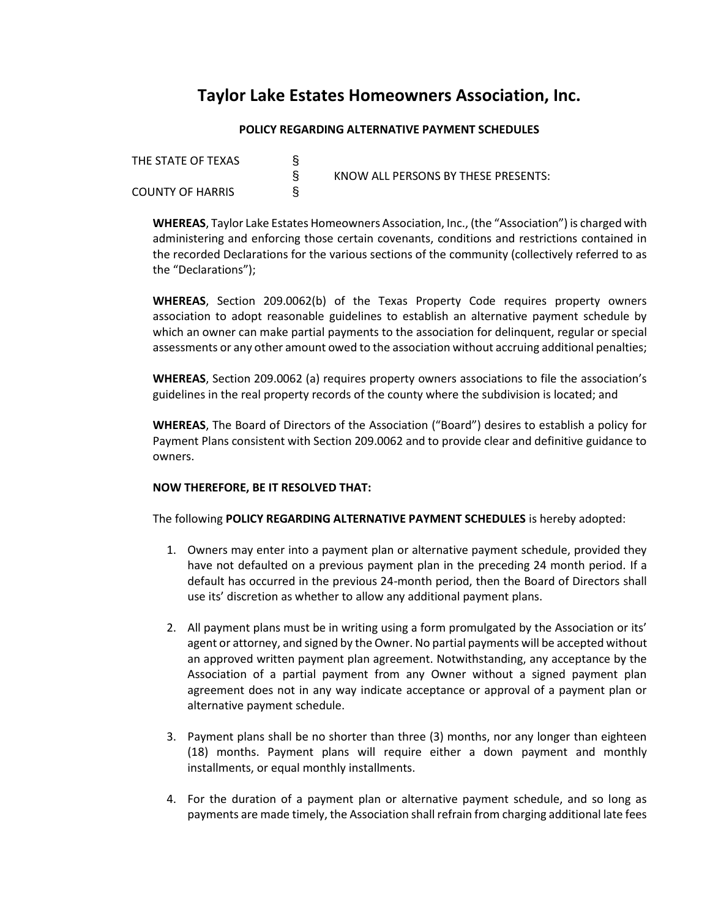# Taylor Lake Estates Homeowners Association, Inc.

**POLICY REGARDING ALTERNATIVE PAYMENT SCHEDULES**

| | | |
|---|---|---|
| THE STATE OF TEXAS | § | |
| | § | KNOW ALL PERSONS BY THESE PRESENTS: |
| COUNTY OF HARRIS | § | |

**WHEREAS**, Taylor Lake Estates Homeowners Association, Inc., (the "Association") is charged with administering and enforcing those certain covenants, conditions and restrictions contained in the recorded Declarations for the various sections of the community (collectively referred to as the "Declarations");

**WHEREAS**, Section 209.0062(b) of the Texas Property Code requires property owners association to adopt reasonable guidelines to establish an alternative payment schedule by which an owner can make partial payments to the association for delinquent, regular or special assessments or any other amount owed to the association without accruing additional penalties;

**WHEREAS**, Section 209.0062 (a) requires property owners associations to file the association's guidelines in the real property records of the county where the subdivision is located; and

**WHEREAS**, The Board of Directors of the Association ("Board") desires to establish a policy for Payment Plans consistent with Section 209.0062 and to provide clear and definitive guidance to owners.

**NOW THEREFORE, BE IT RESOLVED THAT:**

The following **POLICY REGARDING ALTERNATIVE PAYMENT SCHEDULES** is hereby adopted:

1. Owners may enter into a payment plan or alternative payment schedule, provided they have not defaulted on a previous payment plan in the preceding 24 month period. If a default has occurred in the previous 24-month period, then the Board of Directors shall use its' discretion as whether to allow any additional payment plans.

2. All payment plans must be in writing using a form promulgated by the Association or its' agent or attorney, and signed by the Owner. No partial payments will be accepted without an approved written payment plan agreement. Notwithstanding, any acceptance by the Association of a partial payment from any Owner without a signed payment plan agreement does not in any way indicate acceptance or approval of a payment plan or alternative payment schedule.

3. Payment plans shall be no shorter than three (3) months, nor any longer than eighteen (18) months. Payment plans will require either a down payment and monthly installments, or equal monthly installments.

4. For the duration of a payment plan or alternative payment schedule, and so long as payments are made timely, the Association shall refrain from charging additional late fees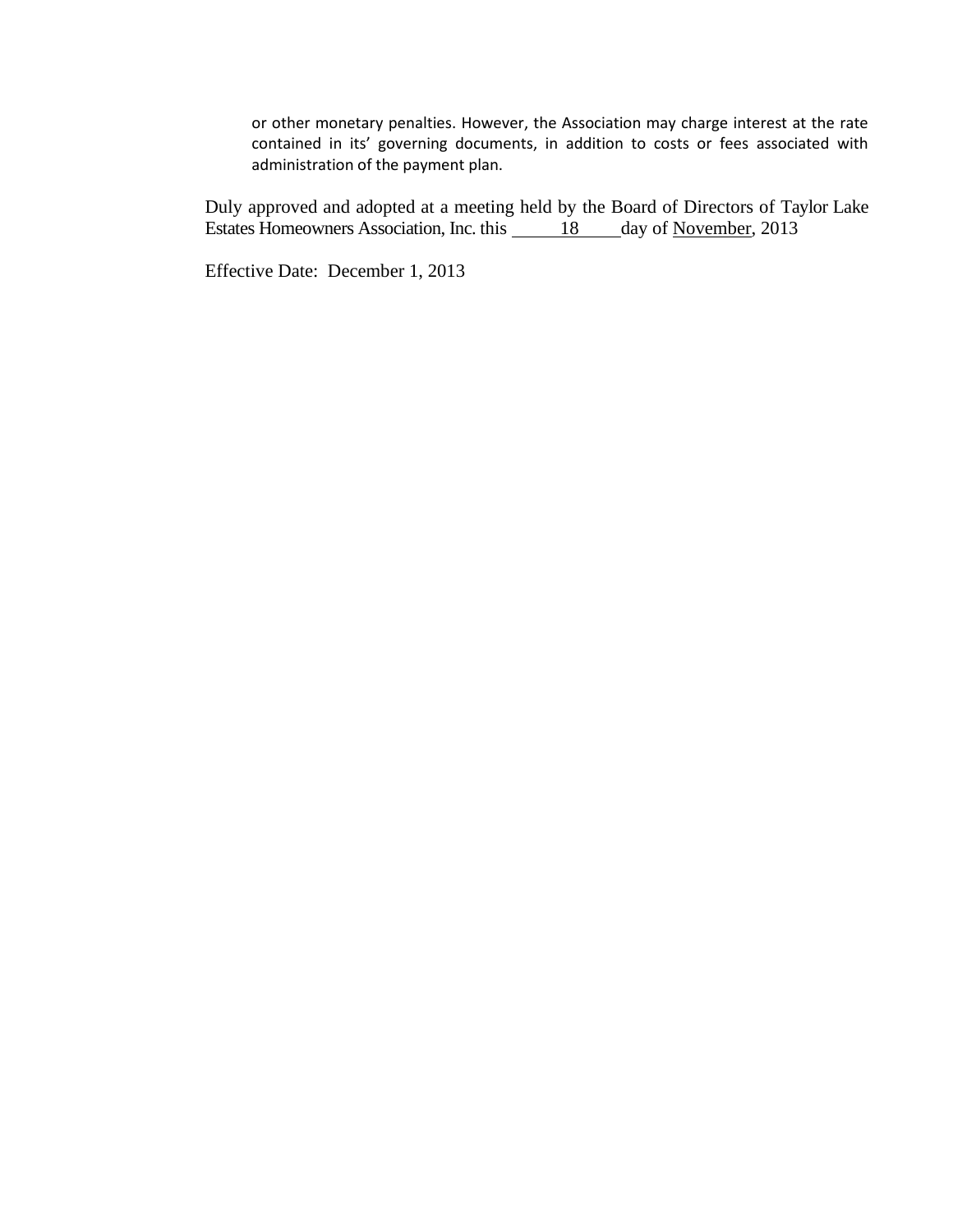or other monetary penalties. However, the Association may charge interest at the rate contained in its' governing documents, in addition to costs or fees associated with administration of the payment plan.

Duly approved and adopted at a meeting held by the Board of Directors of Taylor Lake Estates Homeowners Association, Inc. this 18 day of November, 2013

Effective Date: December 1, 2013